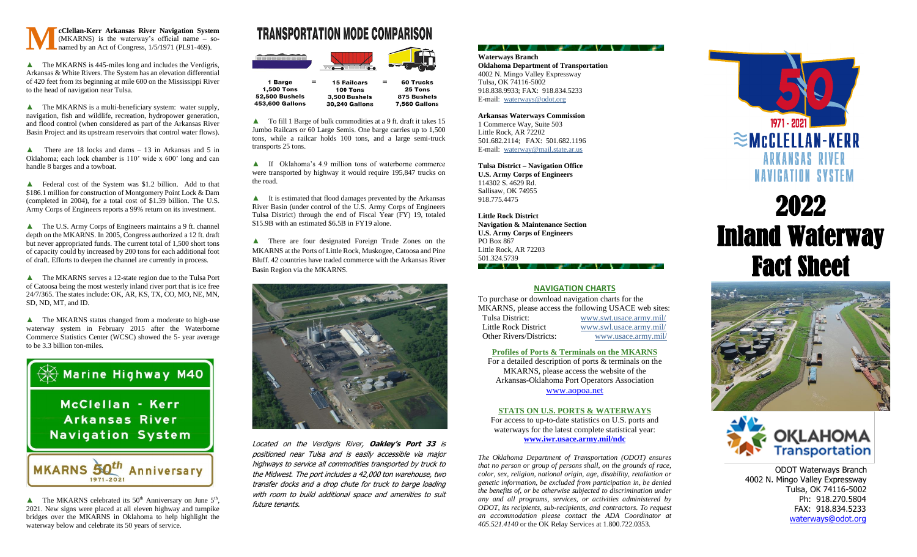**McClellan-Kerr Arkansas River Navigation System** (MKARNS) is the waterway's official name – so-named by an Act of Congress, 1/5/1971 (PL91-469).

▲ The MKARNS is 445-miles long and includes the Verdigris, Arkansas & White Rivers. The System has an elevation differential of 420 feet from its beginning at mile 600 on the Mississippi River to the head of navigation near Tulsa.

▲ The MKARNS is a multi-beneficiary system: water supply, navigation, fish and wildlife, recreation, hydropower generation, and flood control (when considered as part of the Arkansas River Basin Project and its upstream reservoirs that control water flows).

▲ There are 18 locks and dams – 13 in Arkansas and 5 in Oklahoma; each lock chamber is 110' wide x 600' long and can handle 8 barges and a towboat.

▲ Federal cost of the System was $1.2 billion. Add to that $186.1 million for construction of Montgomery Point Lock & Dam (completed in 2004), for a total cost of $1.39 billion. The U.S. Army Corps of Engineers reports a 99% return on its investment.

▲ The U.S. Army Corps of Engineers maintains a 9 ft. channel depth on the MKARNS. In 2005, Congress authorized a 12 ft. draft but never appropriated funds. The current total of 1,500 short tons of capacity could by increased by 200 tons for each additional foot of draft. Efforts to deepen the channel are currently in process.

▲ The MKARNS serves a 12-state region due to the Tulsa Port of Catoosa being the most westerly inland river port that is ice free 24/7/365. The states include: OK, AR, KS, TX, CO, MO, NE, MN, SD, ND, MT, and ID.

▲ The MKARNS status changed from a moderate to high-use waterway system in February 2015 after the Waterborne Commerce Statistics Center (WCSC) showed the 5- year average to be 3.3 billion ton-miles.

Marine Highway M40

McClellan - Kerr Arkansas River Navigation System

MKARNS 50th Anniversary 1971-2021

▲ The MKARNS celebrated its 50th Anniversary on June 5th, 2021. New signs were placed at all eleven highway and turnpike bridges over the MKARNS in Oklahoma to help highlight the waterway below and celebrate its 50 years of service.

# TRANSPORTATION MODE COMPARISON

| 1 Barge | = | 15 Railcars | = | 60 Trucks |
|---|---|---|---|---|
| 1,500 Tons | | 100 Tons | | 25 Tons |
| 52,500 Bushels | | 3,500 Bushels | | 875 Bushels |
| 453,600 Gallons | | 30,240 Gallons | | 7,560 Gallons |

▲ To fill 1 Barge of bulk commodities at a 9 ft. draft it takes 15 Jumbo Railcars or 60 Large Semis. One barge carries up to 1,500 tons, while a railcar holds 100 tons, and a large semi-truck transports 25 tons.

▲ If Oklahoma's 4.9 million tons of waterborne commerce were transported by highway it would require 195,847 trucks on the road.

▲ It is estimated that flood damages prevented by the Arkansas River Basin (under control of the U.S. Army Corps of Engineers Tulsa District) through the end of Fiscal Year (FY) 19, totaled $15.9B with an estimated $6.5B in FY19 alone.

▲ There are four designated Foreign Trade Zones on the MKARNS at the Ports of Little Rock, Muskogee, Catoosa and Pine Bluff. 42 countries have traded commerce with the Arkansas River Basin Region via the MKARNS.

*Located on the Verdigris River,* ***Oakley's Port 33*** *is positioned near Tulsa and is easily accessible via major highways to service all commodities transported by truck to the Midwest. The port includes a 42,000 ton warehouse, two transfer docks and a drop chute for truck to barge loading with room to build additional space and amenities to suit future tenants.*

**Waterways Branch**
**Oklahoma Department of Transportation**
4002 N. Mingo Valley Expressway
Tulsa, OK 74116-5002
918.838.9933; FAX: 918.834.5233
E-mail: waterways@odot.org

**Arkansas Waterways Commission**
1 Commerce Way, Suite 503
Little Rock, AR 72202
501.682.2114; FAX: 501.682.1196
E-mail: waterway@mail.state.ar.us

**Tulsa District – Navigation Office**
**U.S. Army Corps of Engineers**
114302 S. 4629 Rd.
Sallisaw, OK 74955
918.775.4475

**Little Rock District**
**Navigation & Maintenance Section**
**U.S. Army Corps of Engineers**
PO Box 867
Little Rock, AR 72203
501.324.5739

## NAVIGATION CHARTS

To purchase or download navigation charts for the MKARNS, please access the following USACE web sites:

| | |
|---|---|
| Tulsa District: | www.swt.usace.army.mil/ |
| Little Rock District | www.swl.usace.army.mil/ |
| Other Rivers/Districts: | www.usace.army.mil/ |

**Profiles of Ports & Terminals on the MKARNS**

For a detailed description of ports & terminals on the MKARNS, please access the website of the Arkansas-Oklahoma Port Operators Association
www.aopoa.net

**STATS ON U.S. PORTS & WATERWAYS**

For access to up-to-date statistics on U.S. ports and waterways for the latest complete statistical year:
**www.iwr.usace.army.mil/ndc**

*The Oklahoma Department of Transportation (ODOT) ensures that no person or group of persons shall, on the grounds of race, color, sex, religion, national origin, age, disability, retaliation or genetic information, be excluded from participation in, be denied the benefits of, or be otherwise subjected to discrimination under any and all programs, services, or activities administered by ODOT, its recipients, sub-recipients, and contractors. To request an accommodation please contact the ADA Coordinator at 405.521.4140* or the OK Relay Services at 1.800.722.0353.

50 1971 - 2021 McCLELLAN-KERR ARKANSAS RIVER NAVIGATION SYSTEM

# 2022 Inland Waterway Fact Sheet

OKLAHOMA Transportation

ODOT Waterways Branch
4002 N. Mingo Valley Expressway
Tulsa, OK 74116-5002
Ph: 918.270.5804
FAX: 918.834.5233
waterways@odot.org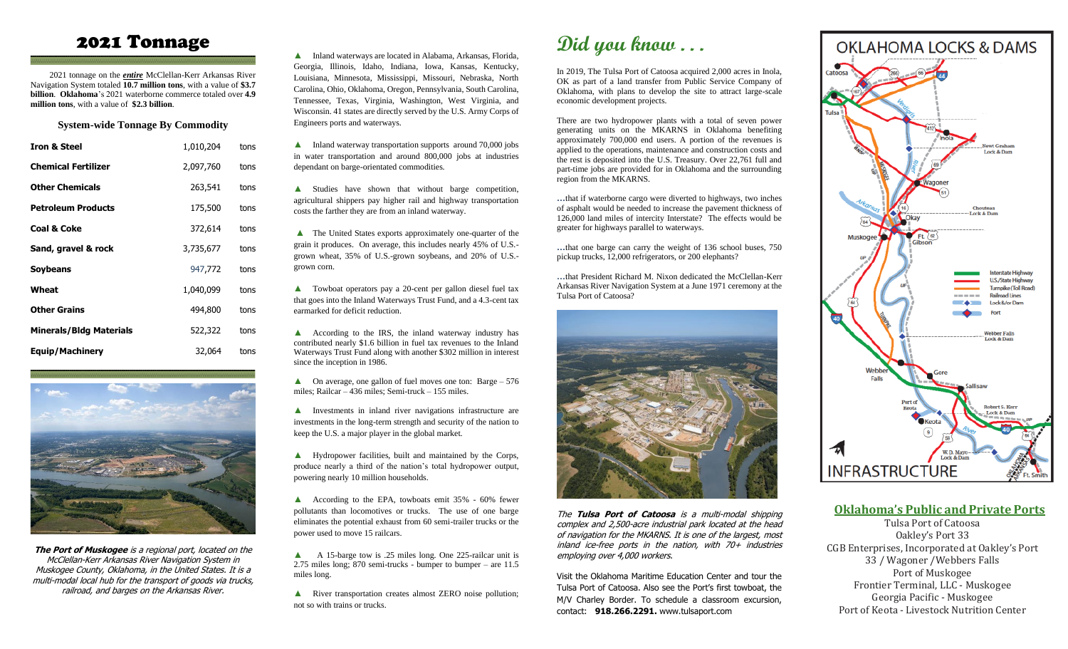# 2021 Tonnage

2021 tonnage on the ***entire*** McClellan-Kerr Arkansas River Navigation System totaled **10.7 million tons**, with a value of **$3.7 billion**. **Oklahoma**'s 2021 waterborne commerce totaled over **4.9 million tons**, with a value of **$2.3 billion**.

### System-wide Tonnage By Commodity

| | | |
|---|---|---|
| **Iron & Steel** | 1,010,204 | tons |
| **Chemical Fertilizer** | 2,097,760 | tons |
| **Other Chemicals** | 263,541 | tons |
| **Petroleum Products** | 175,500 | tons |
| **Coal & Coke** | 372,614 | tons |
| **Sand, gravel & rock** | 3,735,677 | tons |
| **Soybeans** | 947,772 | tons |
| **Wheat** | 1,040,099 | tons |
| **Other Grains** | 494,800 | tons |
| **Minerals/Bldg Materials** | 522,322 | tons |
| **Equip/Machinery** | 32,064 | tons |

***The Port of Muskogee** is a regional port, located on the McClellan-Kerr Arkansas River Navigation System in Muskogee County, Oklahoma, in the United States. It is a multi-modal local hub for the transport of goods via trucks, railroad, and barges on the Arkansas River.*

▲ Inland waterways are located in Alabama, Arkansas, Florida, Georgia, Illinois, Idaho, Indiana, Iowa, Kansas, Kentucky, Louisiana, Minnesota, Mississippi, Missouri, Nebraska, North Carolina, Ohio, Oklahoma, Oregon, Pennsylvania, South Carolina, Tennessee, Texas, Virginia, Washington, West Virginia, and Wisconsin. 41 states are directly served by the U.S. Army Corps of Engineers ports and waterways.

▲ Inland waterway transportation supports around 70,000 jobs in water transportation and around 800,000 jobs at industries dependant on barge-orientated commodities.

▲ Studies have shown that without barge competition, agricultural shippers pay higher rail and highway transportation costs the farther they are from an inland waterway.

▲ The United States exports approximately one-quarter of the grain it produces. On average, this includes nearly 45% of U.S.-grown wheat, 35% of U.S.-grown soybeans, and 20% of U.S.-grown corn.

▲ Towboat operators pay a 20-cent per gallon diesel fuel tax that goes into the Inland Waterways Trust Fund, and a 4.3-cent tax earmarked for deficit reduction.

▲ According to the IRS, the inland waterway industry has contributed nearly $1.6 billion in fuel tax revenues to the Inland Waterways Trust Fund along with another $302 million in interest since the inception in 1986.

▲ On average, one gallon of fuel moves one ton: Barge – 576 miles; Railcar – 436 miles; Semi-truck – 155 miles.

▲ Investments in inland river navigations infrastructure are investments in the long-term strength and security of the nation to keep the U.S. a major player in the global market.

▲ Hydropower facilities, built and maintained by the Corps, produce nearly a third of the nation's total hydropower output, powering nearly 10 million households.

▲ According to the EPA, towboats emit 35% - 60% fewer pollutants than locomotives or trucks. The use of one barge eliminates the potential exhaust from 60 semi-trailer trucks or the power used to move 15 railcars.

▲ A 15-barge tow is .25 miles long. One 225-railcar unit is 2.75 miles long; 870 semi-trucks - bumper to bumper – are 11.5 miles long.

▲ River transportation creates almost ZERO noise pollution; not so with trains or trucks.

# Did you know . . .

In 2019, The Tulsa Port of Catoosa acquired 2,000 acres in Inola, OK as part of a land transfer from Public Service Company of Oklahoma, with plans to develop the site to attract large-scale economic development projects.

There are two hydropower plants with a total of seven power generating units on the MKARNS in Oklahoma benefiting approximately 700,000 end users. A portion of the revenues is applied to the operations, maintenance and construction costs and the rest is deposited into the U.S. Treasury. Over 22,761 full and part-time jobs are provided for in Oklahoma and the surrounding region from the MKARNS.

…that if waterborne cargo were diverted to highways, two inches of asphalt would be needed to increase the pavement thickness of 126,000 land miles of intercity Interstate? The effects would be greater for highways parallel to waterways.

…that one barge can carry the weight of 136 school buses, 750 pickup trucks, 12,000 refrigerators, or 200 elephants?

…that President Richard M. Nixon dedicated the McClellan-Kerr Arkansas River Navigation System at a June 1971 ceremony at the Tulsa Port of Catoosa?

*The **Tulsa Port of Catoosa** is a multi-modal shipping complex and 2,500-acre industrial park located at the head of navigation for the MKARNS. It is one of the largest, most inland ice-free ports in the nation, with 70+ industries employing over 4,000 workers.*

Visit the Oklahoma Maritime Education Center and tour the Tulsa Port of Catoosa. Also see the Port's first towboat, the M/V Charley Border. To schedule a classroom excursion, contact: **918.266.2291.** www.tulsaport.com

## OKLAHOMA LOCKS & DAMS

Catoosa
Tulsa
Inola
Newt Graham Lock & Dam
Wagoner
Chouteau Lock & Dam
Okay
Muskogee
Ft. Gibson
Interstate Highway
U.S./State Highway
Turnpike (Toll Road)
Railroad Lines
Lock &/or Dam
Port
Webber Falls Lock & Dam
Webber Falls
Gore
Sallisaw
Port of Keota
Robert S. Kerr Lock & Dam
Keota
W.D. Mayo Lock & Dam
Ft. Smith
INFRASTRUCTURE

## Oklahoma's Public and Private Ports

Tulsa Port of Catoosa
Oakley's Port 33
CGB Enterprises, Incorporated at Oakley's Port 33 / Wagoner /Webbers Falls
Port of Muskogee
Frontier Terminal, LLC - Muskogee
Georgia Pacific - Muskogee
Port of Keota - Livestock Nutrition Center